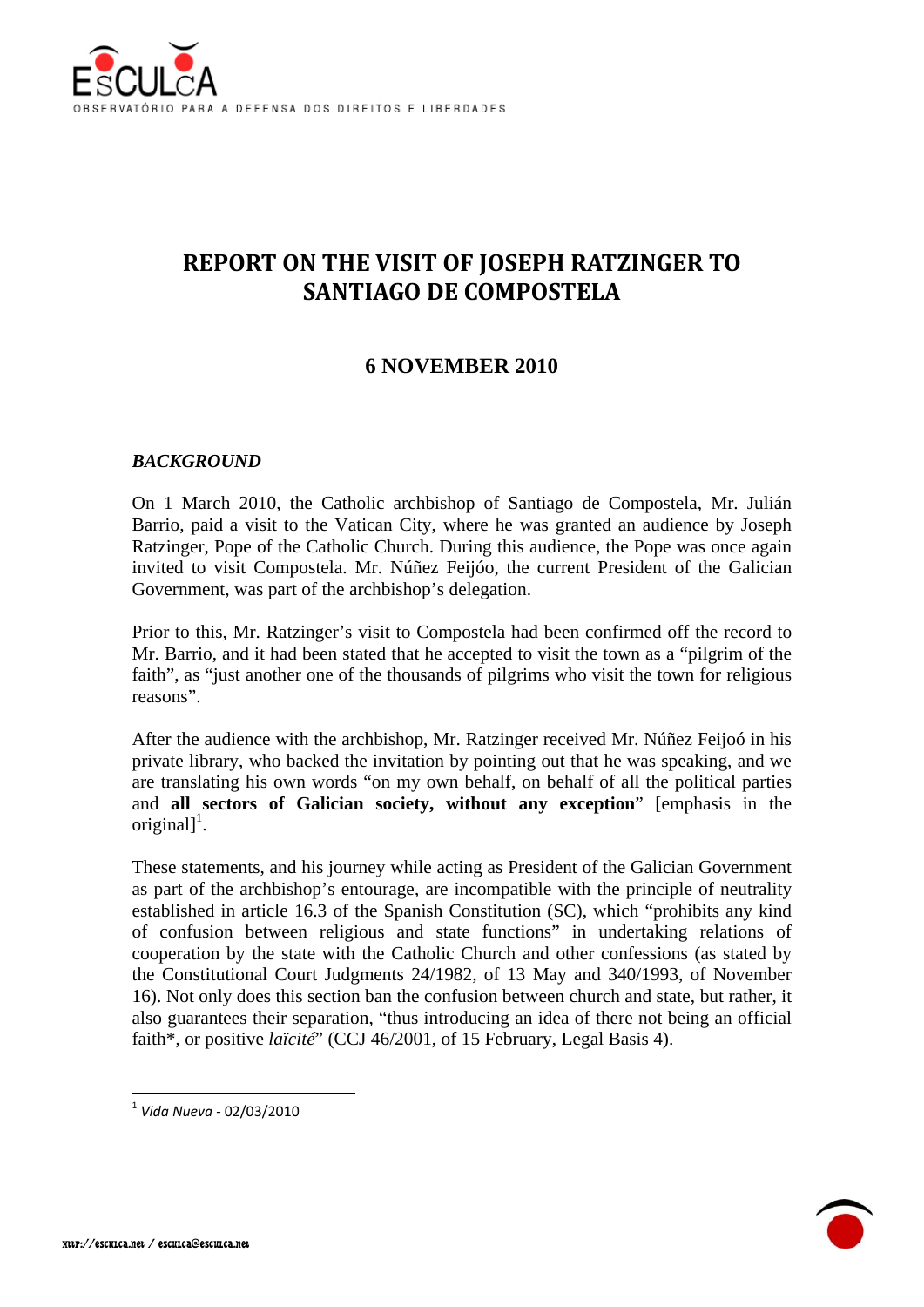# REPORT ON THE VISIT OF JOSEPH RATZINGER TO SANTIAGO DE COMPOSTELA

## 6 NOVEMBER 2010

### *BACKGROUND*

On 1 March 2010, the Catholic archbishop of Santiago de Compostela, Mr. Julián Barrio, paid a visit to the Vatican City, where he was granted an audience by Joseph Ratzinger, Pope of the Catholic Church. During this audience, the Pope was once again invited to visit Compostela. Mr. Núñez Feijóo, the current President of the Galician Government, was part of the archbishop's delegation.

Prior to this, Mr. Ratzinger's visit to Compostela had been confirmed off the record to Mr. Barrio, and it had been stated that he accepted to visit the town as a "pilgrim of the faith", as "just another one of the thousands of pilgrims who visit the town for religious reasons".

After the audience with the archbishop, Mr. Ratzinger received Mr. Núñez Feijoó in his private library, who backed the invitation by pointing out that he was speaking, and we are translating his own words "on my own behalf, on behalf of all the political parties and **all sectors of Galician society, without any exception**" [emphasis in the original][1].

These statements, and his journey while acting as President of the Galician Government as part of the archbishop's entourage, are incompatible with the principle of neutrality established in article 16.3 of the Spanish Constitution (SC), which "prohibits any kind of confusion between religious and state functions" in undertaking relations of cooperation by the state with the Catholic Church and other confessions (as stated by the Constitutional Court Judgments 24/1982, of 13 May and 340/1993, of November 16). Not only does this section ban the confusion between church and state, but rather, it also guarantees their separation, "thus introducing an idea of there not being an official faith*, or positive *laïcité*" (CCJ 46/2001, of 15 February, Legal Basis 4).

[1] *Vida Nueva* - 02/03/2010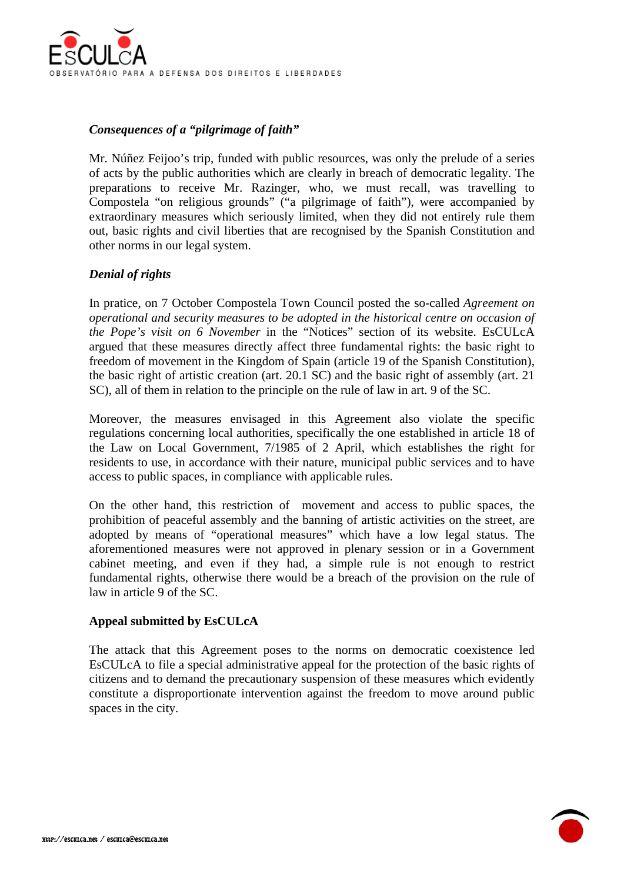### *Consequences of a "pilgrimage of faith"*

Mr. Núñez Feijoo's trip, funded with public resources, was only the prelude of a series of acts by the public authorities which are clearly in breach of democratic legality. The preparations to receive Mr. Razinger, who, we must recall, was travelling to Compostela "on religious grounds" ("a pilgrimage of faith"), were accompanied by extraordinary measures which seriously limited, when they did not entirely rule them out, basic rights and civil liberties that are recognised by the Spanish Constitution and other norms in our legal system.

### *Denial of rights*

In pratice, on 7 October Compostela Town Council posted the so-called *Agreement on operational and security measures to be adopted in the historical centre on occasion of the Pope's visit on 6 November* in the "Notices" section of its website. EsCULcA argued that these measures directly affect three fundamental rights: the basic right to freedom of movement in the Kingdom of Spain (article 19 of the Spanish Constitution), the basic right of artistic creation (art. 20.1 SC) and the basic right of assembly (art. 21 SC), all of them in relation to the principle on the rule of law in art. 9 of the SC.

Moreover, the measures envisaged in this Agreement also violate the specific regulations concerning local authorities, specifically the one established in article 18 of the Law on Local Government, 7/1985 of 2 April, which establishes the right for residents to use, in accordance with their nature, municipal public services and to have access to public spaces, in compliance with applicable rules.

On the other hand, this restriction of movement and access to public spaces, the prohibition of peaceful assembly and the banning of artistic activities on the street, are adopted by means of "operational measures" which have a low legal status. The aforementioned measures were not approved in plenary session or in a Government cabinet meeting, and even if they had, a simple rule is not enough to restrict fundamental rights, otherwise there would be a breach of the provision on the rule of law in article 9 of the SC.

### Appeal submitted by EsCULcA

The attack that this Agreement poses to the norms on democratic coexistence led EsCULcA to file a special administrative appeal for the protection of the basic rights of citizens and to demand the precautionary suspension of these measures which evidently constitute a disproportionate intervention against the freedom to move around public spaces in the city.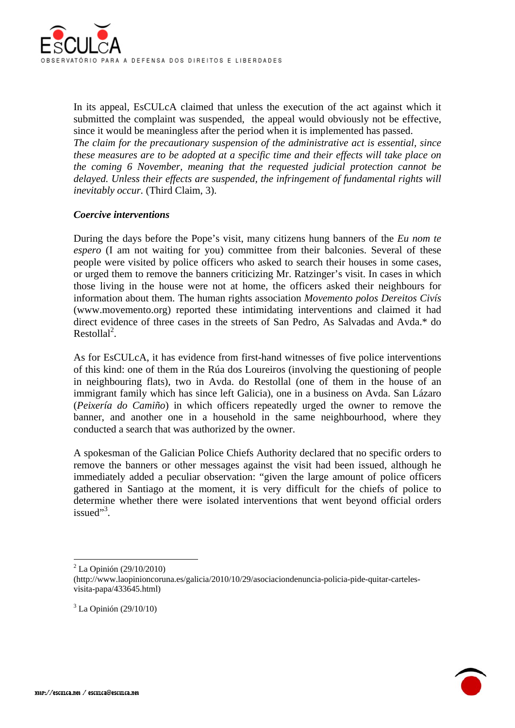In its appeal, EsCULcA claimed that unless the execution of the act against which it submitted the complaint was suspended, the appeal would obviously not be effective, since it would be meaningless after the period when it is implemented has passed.
*The claim for the precautionary suspension of the administrative act is essential, since these measures are to be adopted at a specific time and their effects will take place on the coming 6 November, meaning that the requested judicial protection cannot be delayed. Unless their effects are suspended, the infringement of fundamental rights will inevitably occur.* (Third Claim, 3).

***Coercive interventions***

During the days before the Pope's visit, many citizens hung banners of the *Eu nom te espero* (I am not waiting for you) committee from their balconies. Several of these people were visited by police officers who asked to search their houses in some cases, or urged them to remove the banners criticizing Mr. Ratzinger's visit. In cases in which those living in the house were not at home, the officers asked their neighbours for information about them. The human rights association *Movemento polos Dereitos Civís* (www.movemento.org) reported these intimidating interventions and claimed it had direct evidence of three cases in the streets of San Pedro, As Salvadas and Avda.* do Restollal[2].

As for EsCULcA, it has evidence from first-hand witnesses of five police interventions of this kind: one of them in the Rúa dos Loureiros (involving the questioning of people in neighbouring flats), two in Avda. do Restollal (one of them in the house of an immigrant family which has since left Galicia), one in a business on Avda. San Lázaro (*Peixería do Camiño*) in which officers repeatedly urged the owner to remove the banner, and another one in a household in the same neighbourhood, where they conducted a search that was authorized by the owner.

A spokesman of the Galician Police Chiefs Authority declared that no specific orders to remove the banners or other messages against the visit had been issued, although he immediately added a peculiar observation: "given the large amount of police officers gathered in Santiago at the moment, it is very difficult for the chiefs of police to determine whether there were isolated interventions that went beyond official orders issued"[3].

---

[2] La Opinión (29/10/2010) (http://www.laopinioncoruna.es/galicia/2010/10/29/asociaciondenuncia-policia-pide-quitar-carteles-visita-papa/433645.html)

[3] La Opinión (29/10/10)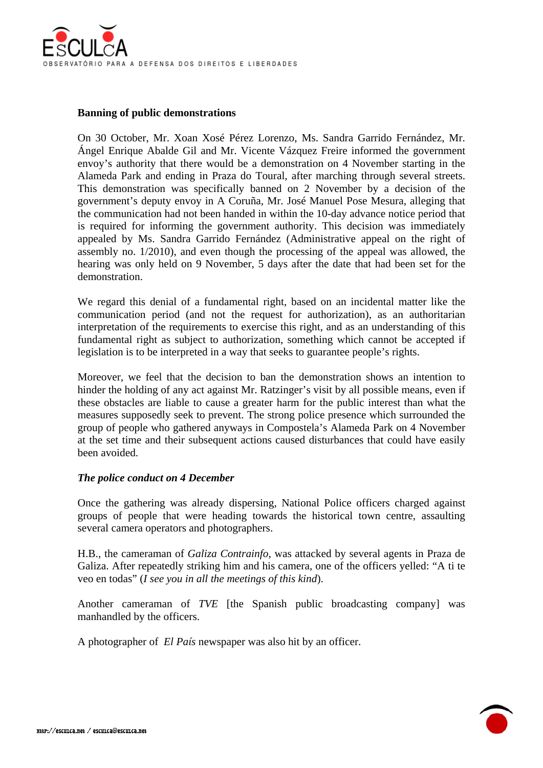**Banning of public demonstrations**

On 30 October, Mr. Xoan Xosé Pérez Lorenzo, Ms. Sandra Garrido Fernández, Mr. Ángel Enrique Abalde Gil and Mr. Vicente Vázquez Freire informed the government envoy's authority that there would be a demonstration on 4 November starting in the Alameda Park and ending in Praza do Toural, after marching through several streets. This demonstration was specifically banned on 2 November by a decision of the government's deputy envoy in A Coruña, Mr. José Manuel Pose Mesura, alleging that the communication had not been handed in within the 10-day advance notice period that is required for informing the government authority. This decision was immediately appealed by Ms. Sandra Garrido Fernández (Administrative appeal on the right of assembly no. 1/2010), and even though the processing of the appeal was allowed, the hearing was only held on 9 November, 5 days after the date that had been set for the demonstration.

We regard this denial of a fundamental right, based on an incidental matter like the communication period (and not the request for authorization), as an authoritarian interpretation of the requirements to exercise this right, and as an understanding of this fundamental right as subject to authorization, something which cannot be accepted if legislation is to be interpreted in a way that seeks to guarantee people's rights.

Moreover, we feel that the decision to ban the demonstration shows an intention to hinder the holding of any act against Mr. Ratzinger's visit by all possible means, even if these obstacles are liable to cause a greater harm for the public interest than what the measures supposedly seek to prevent. The strong police presence which surrounded the group of people who gathered anyways in Compostela's Alameda Park on 4 November at the set time and their subsequent actions caused disturbances that could have easily been avoided.

***The police conduct on 4 December***

Once the gathering was already dispersing, National Police officers charged against groups of people that were heading towards the historical town centre, assaulting several camera operators and photographers.

H.B., the cameraman of *Galiza Contrainfo*, was attacked by several agents in Praza de Galiza. After repeatedly striking him and his camera, one of the officers yelled: "A ti te veo en todas" (*I see you in all the meetings of this kind*).

Another cameraman of *TVE* [the Spanish public broadcasting company] was manhandled by the officers.

A photographer of *El País* newspaper was also hit by an officer.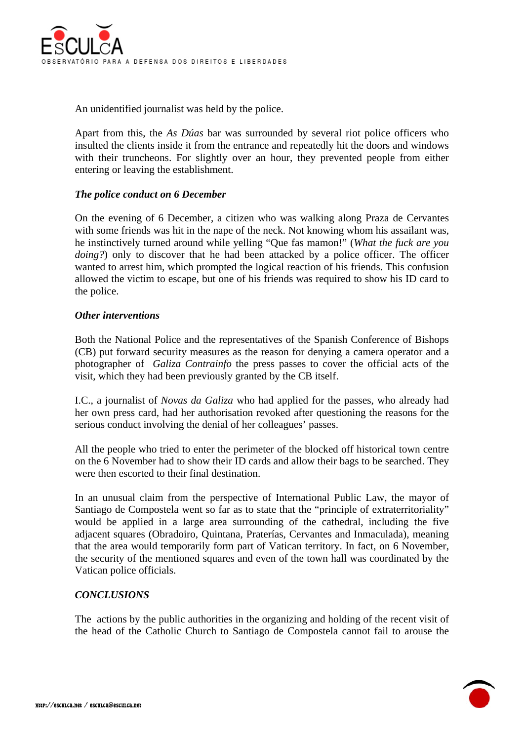An unidentified journalist was held by the police.

Apart from this, the *As Dúas* bar was surrounded by several riot police officers who insulted the clients inside it from the entrance and repeatedly hit the doors and windows with their truncheons. For slightly over an hour, they prevented people from either entering or leaving the establishment.

***The police conduct on 6 December***

On the evening of 6 December, a citizen who was walking along Praza de Cervantes with some friends was hit in the nape of the neck. Not knowing whom his assailant was, he instinctively turned around while yelling "Que fas mamon!" (*What the fuck are you doing?*) only to discover that he had been attacked by a police officer. The officer wanted to arrest him, which prompted the logical reaction of his friends. This confusion allowed the victim to escape, but one of his friends was required to show his ID card to the police.

***Other interventions***

Both the National Police and the representatives of the Spanish Conference of Bishops (CB) put forward security measures as the reason for denying a camera operator and a photographer of *Galiza Contrainfo* the press passes to cover the official acts of the visit, which they had been previously granted by the CB itself.

I.C., a journalist of *Novas da Galiza* who had applied for the passes, who already had her own press card, had her authorisation revoked after questioning the reasons for the serious conduct involving the denial of her colleagues' passes.

All the people who tried to enter the perimeter of the blocked off historical town centre on the 6 November had to show their ID cards and allow their bags to be searched. They were then escorted to their final destination.

In an unusual claim from the perspective of International Public Law, the mayor of Santiago de Compostela went so far as to state that the "principle of extraterritoriality" would be applied in a large area surrounding of the cathedral, including the five adjacent squares (Obradoiro, Quintana, Praterías, Cervantes and Inmaculada), meaning that the area would temporarily form part of Vatican territory. In fact, on 6 November, the security of the mentioned squares and even of the town hall was coordinated by the Vatican police officials.

***CONCLUSIONS***

The actions by the public authorities in the organizing and holding of the recent visit of the head of the Catholic Church to Santiago de Compostela cannot fail to arouse the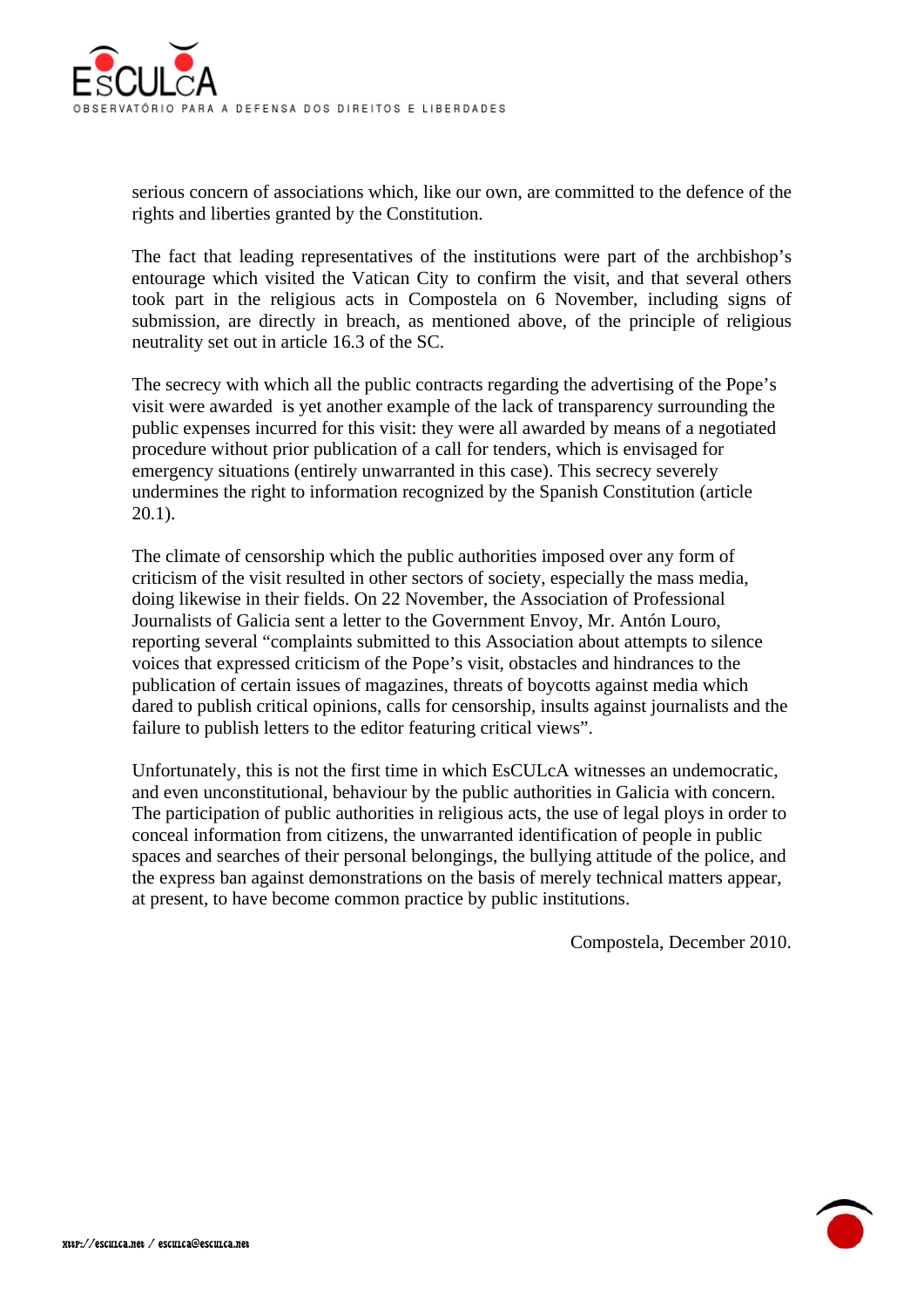serious concern of associations which, like our own, are committed to the defence of the rights and liberties granted by the Constitution.

The fact that leading representatives of the institutions were part of the archbishop's entourage which visited the Vatican City to confirm the visit, and that several others took part in the religious acts in Compostela on 6 November, including signs of submission, are directly in breach, as mentioned above, of the principle of religious neutrality set out in article 16.3 of the SC.

The secrecy with which all the public contracts regarding the advertising of the Pope's visit were awarded is yet another example of the lack of transparency surrounding the public expenses incurred for this visit: they were all awarded by means of a negotiated procedure without prior publication of a call for tenders, which is envisaged for emergency situations (entirely unwarranted in this case). This secrecy severely undermines the right to information recognized by the Spanish Constitution (article 20.1).

The climate of censorship which the public authorities imposed over any form of criticism of the visit resulted in other sectors of society, especially the mass media, doing likewise in their fields. On 22 November, the Association of Professional Journalists of Galicia sent a letter to the Government Envoy, Mr. Antón Louro, reporting several "complaints submitted to this Association about attempts to silence voices that expressed criticism of the Pope's visit, obstacles and hindrances to the publication of certain issues of magazines, threats of boycotts against media which dared to publish critical opinions, calls for censorship, insults against journalists and the failure to publish letters to the editor featuring critical views".

Unfortunately, this is not the first time in which EsCULcA witnesses an undemocratic, and even unconstitutional, behaviour by the public authorities in Galicia with concern. The participation of public authorities in religious acts, the use of legal ploys in order to conceal information from citizens, the unwarranted identification of people in public spaces and searches of their personal belongings, the bullying attitude of the police, and the express ban against demonstrations on the basis of merely technical matters appear, at present, to have become common practice by public institutions.

Compostela, December 2010.